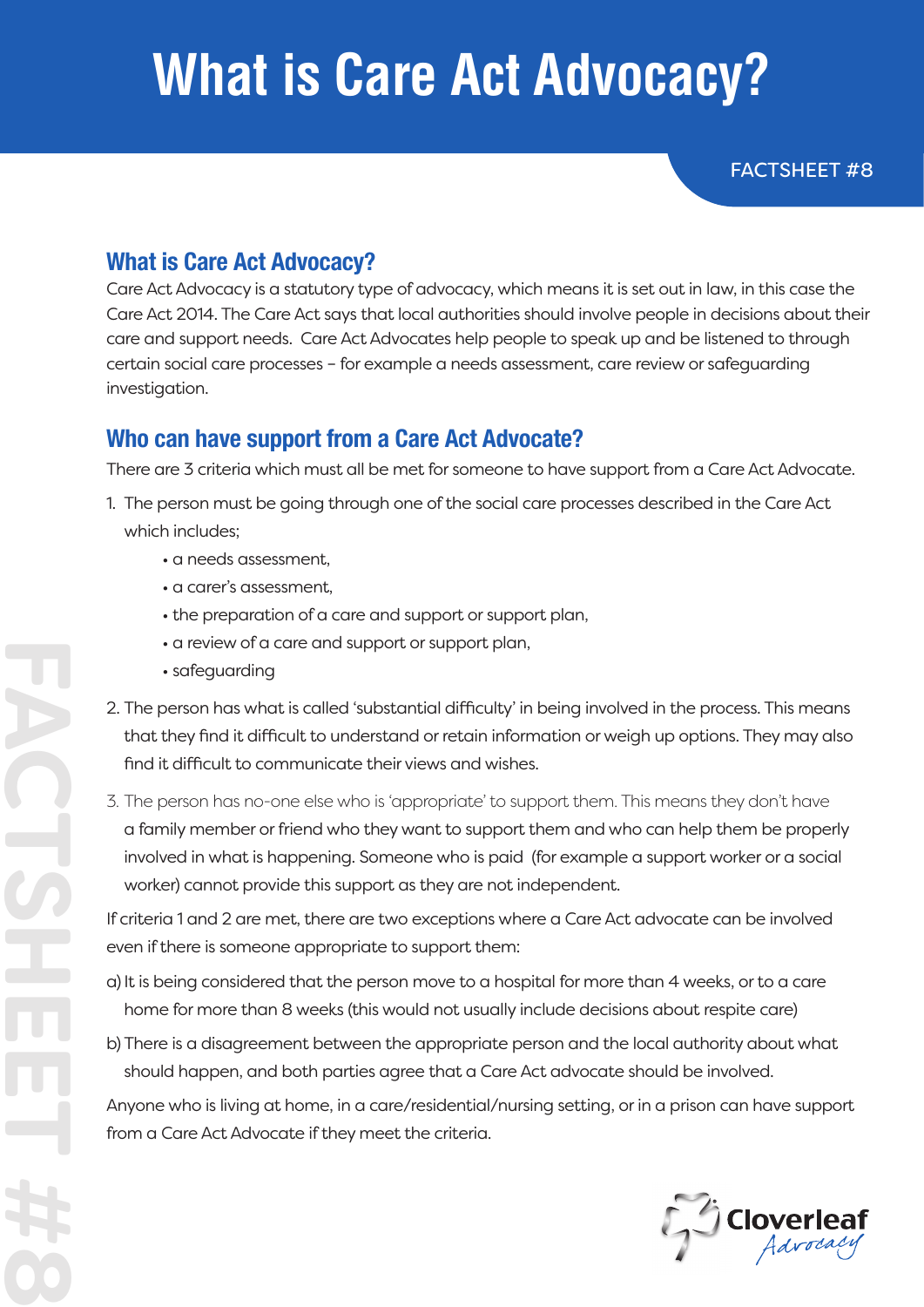# What is Care Act Advocacy?

FACTSHEET #8

## What is Care Act Advocacy?

Care Act Advocacy is a statutory type of advocacy, which means it is set out in law, in this case the Care Act 2014. The Care Act says that local authorities should involve people in decisions about their care and support needs. Care Act Advocates help people to speak up and be listened to through certain social care processes – for example a needs assessment, care review or safeguarding investigation.

## Who can have support from a Care Act Advocate?

There are 3 criteria which must all be met for someone to have support from a Care Act Advocate.

1. The person must be going through one of the social care processes described in the Care Act which includes;
   - a needs assessment,
   - a carer's assessment,
   - the preparation of a care and support or support plan,
   - a review of a care and support or support plan,
   - safeguarding
2. The person has what is called 'substantial difficulty' in being involved in the process. This means that they find it difficult to understand or retain information or weigh up options. They may also find it difficult to communicate their views and wishes.
3. The person has no-one else who is 'appropriate' to support them. This means they don't have a family member or friend who they want to support them and who can help them be properly involved in what is happening. Someone who is paid (for example a support worker or a social worker) cannot provide this support as they are not independent.

If criteria 1 and 2 are met, there are two exceptions where a Care Act advocate can be involved even if there is someone appropriate to support them:

a) It is being considered that the person move to a hospital for more than 4 weeks, or to a care home for more than 8 weeks (this would not usually include decisions about respite care)

b) There is a disagreement between the appropriate person and the local authority about what should happen, and both parties agree that a Care Act advocate should be involved.

Anyone who is living at home, in a care/residential/nursing setting, or in a prison can have support from a Care Act Advocate if they meet the criteria.

Cloverleaf Advocacy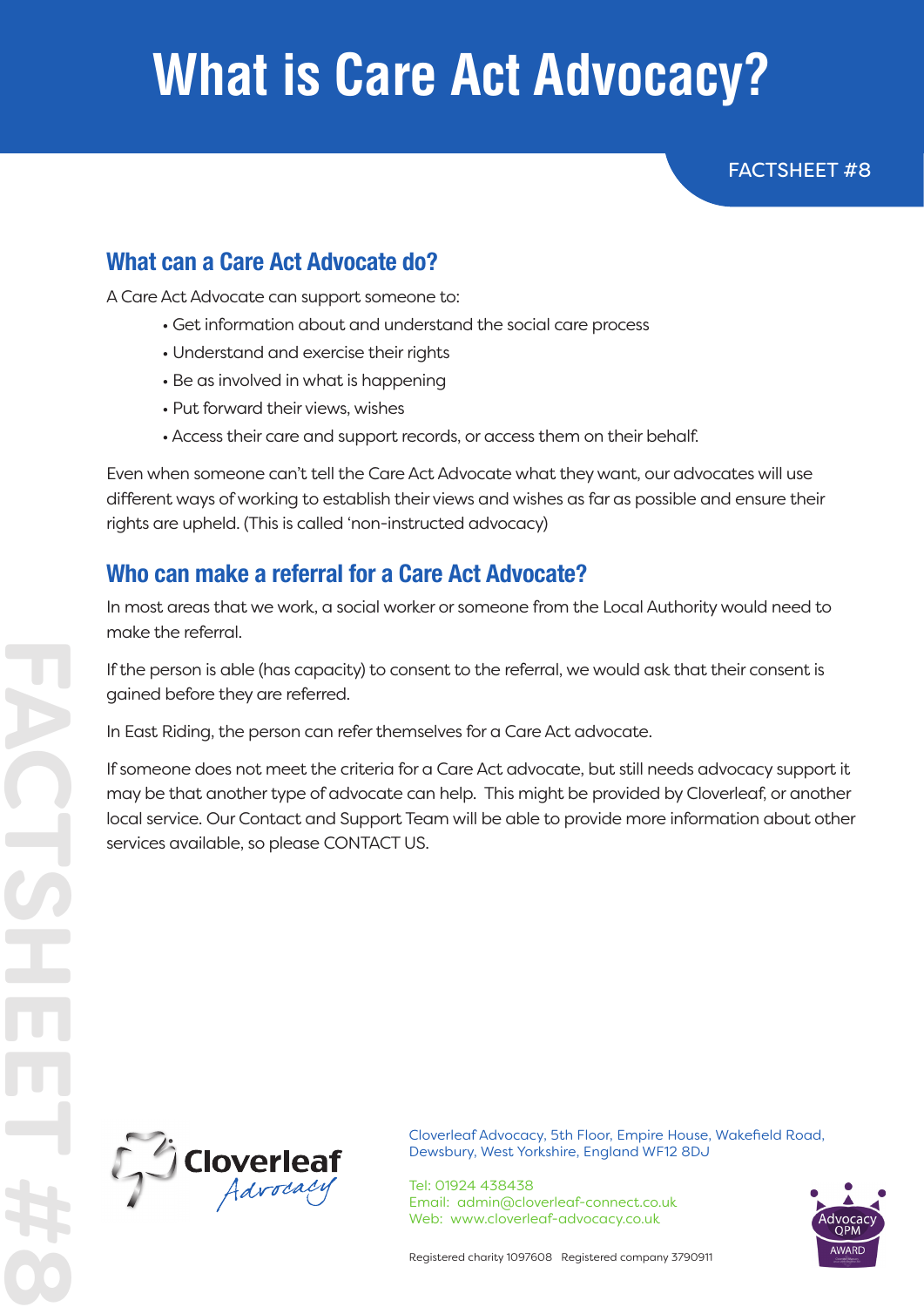# What is Care Act Advocacy?

FACTSHEET #8

## What can a Care Act Advocate do?

A Care Act Advocate can support someone to:

- Get information about and understand the social care process
- Understand and exercise their rights
- Be as involved in what is happening
- Put forward their views, wishes
- Access their care and support records, or access them on their behalf.

Even when someone can't tell the Care Act Advocate what they want, our advocates will use different ways of working to establish their views and wishes as far as possible and ensure their rights are upheld. (This is called 'non-instructed advocacy)

## Who can make a referral for a Care Act Advocate?

In most areas that we work, a social worker or someone from the Local Authority would need to make the referral.

If the person is able (has capacity) to consent to the referral, we would ask that their consent is gained before they are referred.

In East Riding, the person can refer themselves for a Care Act advocate.

If someone does not meet the criteria for a Care Act advocate, but still needs advocacy support it may be that another type of advocate can help. This might be provided by Cloverleaf, or another local service. Our Contact and Support Team will be able to provide more information about other services available, so please CONTACT US.

Cloverleaf Advocacy

Cloverleaf Advocacy, 5th Floor, Empire House, Wakefield Road, Dewsbury, West Yorkshire, England WF12 8DJ

Tel: 01924 438438
Email: admin@cloverleaf-connect.co.uk
Web: www.cloverleaf-advocacy.co.uk

Registered charity 1097608 Registered company 3790911

Advocacy QPM AWARD